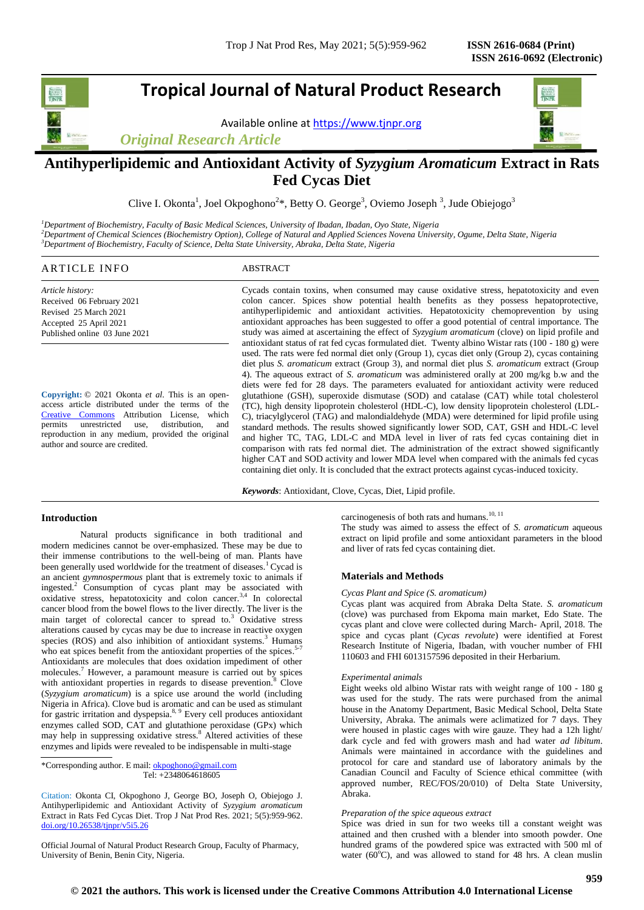# Tropical Journal of Natural Product Research

Available online at https://www.tjnpr.org

*Original Research Article*

# Antihyperlipidemic and Antioxidant Activity of *Syzygium Aromaticum* Extract in Rats Fed Cycas Diet

Clive I. Okonta[1], Joel Okpoghono[2]*, Betty O. George[3], Oviemo Joseph [3], Jude Obiejogo[3]

[1]*Department of Biochemistry, Faculty of Basic Medical Sciences, University of Ibadan, Ibadan, Oyo State, Nigeria*
[2]*Department of Chemical Sciences (Biochemistry Option), College of Natural and Applied Sciences Novena University, Ogume, Delta State, Nigeria*
[3]*Department of Biochemistry, Faculty of Science, Delta State University, Abraka, Delta State, Nigeria*

## ARTICLE INFO

*Article history:*
Received 06 February 2021
Revised 25 March 2021
Accepted 25 April 2021
Published online 03 June 2021

**Copyright:** © 2021 Okonta *et al*. This is an open-access article distributed under the terms of the Creative Commons Attribution License, which permits unrestricted use, distribution, and reproduction in any medium, provided the original author and source are credited.

## ABSTRACT

Cycads contain toxins, when consumed may cause oxidative stress, hepatotoxicity and even colon cancer. Spices show potential health benefits as they possess hepatoprotective, antihyperlipidemic and antioxidant activities. Hepatotoxicity chemoprevention by using antioxidant approaches has been suggested to offer a good potential of central importance. The study was aimed at ascertaining the effect of *Syzygium aromaticum* (clove) on lipid profile and antioxidant status of rat fed cycas formulated diet. Twenty albino Wistar rats (100 - 180 g) were used. The rats were fed normal diet only (Group 1), cycas diet only (Group 2), cycas containing diet plus *S. aromaticum* extract (Group 3), and normal diet plus *S. aromaticum* extract (Group 4). The aqueous extract of *S. aromaticum* was administered orally at 200 mg/kg b.w and the diets were fed for 28 days. The parameters evaluated for antioxidant activity were reduced glutathione (GSH), superoxide dismutase (SOD) and catalase (CAT) while total cholesterol (TC), high density lipoprotein cholesterol (HDL-C), low density lipoprotein cholesterol (LDL-C), triacylglycerol (TAG) and malondialdehyde (MDA) were determined for lipid profile using standard methods. The results showed significantly lower SOD, CAT, GSH and HDL-C level and higher TC, TAG, LDL-C and MDA level in liver of rats fed cycas containing diet in comparison with rats fed normal diet. The administration of the extract showed significantly higher CAT and SOD activity and lower MDA level when compared with the animals fed cycas containing diet only. It is concluded that the extract protects against cycas-induced toxicity.

***Keywords***: Antioxidant, Clove, Cycas, Diet, Lipid profile.

## Introduction

Natural products significance in both traditional and modern medicines cannot be over-emphasized. These may be due to their immense contributions to the well-being of man. Plants have been generally used worldwide for the treatment of diseases.[1] Cycad is an ancient *gymnospermous* plant that is extremely toxic to animals if ingested.[2] Consumption of cycas plant may be associated with oxidative stress, hepatotoxicity and colon cancer.[3,4] In colorectal cancer blood from the bowel flows to the liver directly. The liver is the main target of colorectal cancer to spread to.[3] Oxidative stress alterations caused by cycas may be due to increase in reactive oxygen species (ROS) and also inhibition of antioxidant systems.[3] Humans who eat spices benefit from the antioxidant properties of the spices.[5-7] Antioxidants are molecules that does oxidation impediment of other molecules.[7] However, a paramount measure is carried out by spices with antioxidant properties in regards to disease prevention.[8] Clove (*Syzygium aromaticum*) is a spice use around the world (including Nigeria in Africa). Clove bud is aromatic and can be used as stimulant for gastric irritation and dyspepsia.[8, 9] Every cell produces antioxidant enzymes called SOD, CAT and glutathione peroxidase (GPx) which may help in suppressing oxidative stress.[8] Altered activities of these enzymes and lipids were revealed to be indispensable in multi-stage carcinogenesis of both rats and humans.[10, 11]

The study was aimed to assess the effect of *S. aromaticum* aqueous extract on lipid profile and some antioxidant parameters in the blood and liver of rats fed cycas containing diet.

*Corresponding author. E mail: okpoghono@gmail.com
Tel: +2348064618605

Citation: Okonta CI, Okpoghono J, George BO, Joseph O, Obiejogo J. Antihyperlipidemic and Antioxidant Activity of *Syzygium aromaticum* Extract in Rats Fed Cycas Diet. Trop J Nat Prod Res. 2021; 5(5):959-962. doi.org/10.26538/tjnpr/v5i5.26

Official Journal of Natural Product Research Group, Faculty of Pharmacy, University of Benin, Benin City, Nigeria.

## Materials and Methods

*Cycas Plant and Spice (S. aromaticum)*

Cycas plant was acquired from Abraka Delta State. *S. aromaticum* (clove) was purchased from Ekpoma main market, Edo State. The cycas plant and clove were collected during March- April, 2018. The spice and cycas plant (*Cycas revolute*) were identified at Forest Research Institute of Nigeria, Ibadan, with voucher number of FHI 110603 and FHI 6013157596 deposited in their Herbarium.

*Experimental animals*

Eight weeks old albino Wistar rats with weight range of 100 - 180 g was used for the study. The rats were purchased from the animal house in the Anatomy Department, Basic Medical School, Delta State University, Abraka. The animals were aclimatized for 7 days. They were housed in plastic cages with wire gauze. They had a 12h light/ dark cycle and fed with growers mash and had water *ad libitum*. Animals were maintained in accordance with the guidelines and protocol for care and standard use of laboratory animals by the Canadian Council and Faculty of Science ethical committee (with approved number, REC/FOS/20/010) of Delta State University, Abraka.

*Preparation of the spice aqueous extract*

Spice was dried in sun for two weeks till a constant weight was attained and then crushed with a blender into smooth powder. One hundred grams of the powdered spice was extracted with 500 ml of water (60$^{o}$C), and was allowed to stand for 48 hrs. A clean muslin

**© 2021 the authors. This work is licensed under the Creative Commons Attribution 4.0 International License**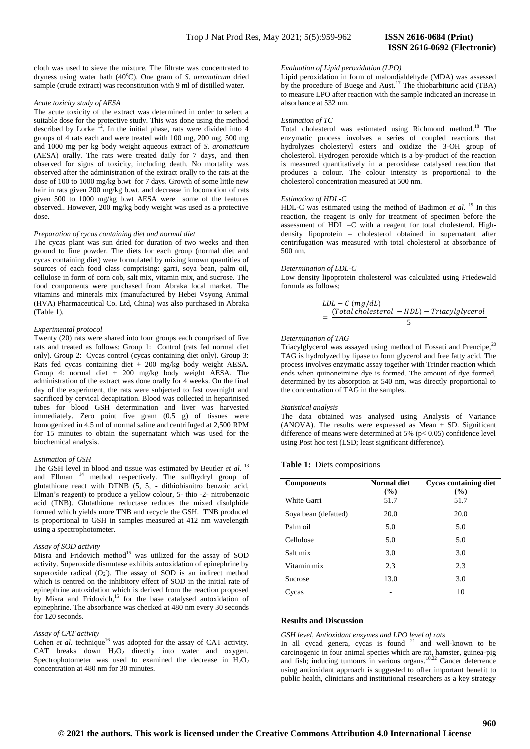cloth was used to sieve the mixture. The filtrate was concentrated to dryness using water bath (40°C). One gram of *S. aromaticum* dried sample (crude extract) was reconstitution with 9 ml of distilled water.

*Acute toxicity study of AESA*

The acute toxicity of the extract was determined in order to select a suitable dose for the protective study. This was done using the method described by Lorke [12]. In the initial phase, rats were divided into 4 groups of 4 rats each and were treated with 100 mg, 200 mg, 500 mg and 1000 mg per kg body weight aqueous extract of *S. aromaticum* (AESA) orally. The rats were treated daily for 7 days, and then observed for signs of toxicity, including death. No mortality was observed after the administration of the extract orally to the rats at the dose of 100 to 1000 mg/kg b.wt for 7 days. Growth of some little new hair in rats given 200 mg/kg b.wt. and decrease in locomotion of rats given 500 to 1000 mg/kg b.wt AESA were some of the features observed.. However, 200 mg/kg body weight was used as a protective dose.

*Preparation of cycas containing diet and normal diet*

The cycas plant was sun dried for duration of two weeks and then ground to fine powder. The diets for each group (normal diet and cycas containing diet) were formulated by mixing known quantities of sources of each food class comprising: garri, soya bean, palm oil, cellulose in form of corn cob, salt mix, vitamin mix, and sucrose. The food components were purchased from Abraka local market. The vitamins and minerals mix (manufactured by Hebei Vsyong Animal (HVA) Pharmaceutical Co. Ltd, China) was also purchased in Abraka (Table 1).

*Experimental protocol*

Twenty (20) rats were shared into four groups each comprised of five rats and treated as follows: Group 1: Control (rats fed normal diet only). Group 2: Cycas control (cycas containing diet only). Group 3: Rats fed cycas containing diet + 200 mg/kg body weight AESA. Group 4: normal diet + 200 mg/kg body weight AESA. The administration of the extract was done orally for 4 weeks. On the final day of the experiment, the rats were subjected to fast overnight and sacrificed by cervical decapitation. Blood was collected in heparinised tubes for blood GSH determination and liver was harvested immediately. Zero point five gram (0.5 g) of tissues were homogenized in 4.5 ml of normal saline and centrifuged at 2,500 RPM for 15 minutes to obtain the supernatant which was used for the biochemical analysis.

*Estimation of GSH*

The GSH level in blood and tissue was estimated by Beutler *et al.* [13] and Ellman [14] method respectively. The sulfhydryl group of glutathione react with DTNB (5, 5, - dithiobisnitro benzoic acid, Elman's reagent) to produce a yellow colour, 5- thio -2- nitrobenzoic acid (TNB). Glutathione reductase reduces the mixed disulphide formed which yields more TNB and recycle the GSH. TNB produced is proportional to GSH in samples measured at 412 nm wavelength using a spectrophotometer.

*Assay of SOD activity*

Misra and Fridovich method[15] was utilized for the assay of SOD activity. Superoxide dismutase exhibits autoxidation of epinephrine by superoxide radical ($O_2^-$). The assay of SOD is an indirect method which is centred on the inhibitory effect of SOD in the initial rate of epinephrine autoxidation which is derived from the reaction proposed by Misra and Fridovich,[15] for the base catalysed autoxidation of epinephrine. The absorbance was checked at 480 nm every 30 seconds for 120 seconds.

*Assay of CAT activity*

Cohen *et al.* technique[16] was adopted for the assay of CAT activity. CAT breaks down $H_2O_2$ directly into water and oxygen. Spectrophotometer was used to examined the decrease in $H_2O_2$ concentration at 480 nm for 30 minutes.

*Evaluation of Lipid peroxidation (LPO)*

Lipid peroxidation in form of malondialdehyde (MDA) was assessed by the procedure of Buege and Aust.[17] The thiobarbituric acid (TBA) to measure LPO after reaction with the sample indicated an increase in absorbance at 532 nm.

*Estimation of TC*

Total cholesterol was estimated using Richmond method.[18] The enzymatic process involves a series of coupled reactions that hydrolyzes cholesteryl esters and oxidize the 3-OH group of cholesterol. Hydrogen peroxide which is a by-product of the reaction is measured quantitatively in a peroxidase catalysed reaction that produces a colour. The colour intensity is proportional to the cholesterol concentration measured at 500 nm.

*Estimation of HDL-C*

HDL-C was estimated using the method of Badimon *et al.* [19] In this reaction, the reagent is only for treatment of specimen before the assessment of HDL –C with a reagent for total cholesterol. High-density lipoprotein – cholesterol obtained in supernatant after centrifugation was measured with total cholesterol at absorbance of 500 nm.

*Determination of LDL-C*

Low density lipoprotein cholesterol was calculated using Friedewald formula as follows;

$$LDL - C\ (mg/dL) = \frac{(Total\ cholesterol\ - HDL) - Triacylglycerol}{5}$$

*Determination of TAG*

Triacylglycerol was assayed using method of Fossati and Prencipe,[20] TAG is hydrolyzed by lipase to form glycerol and free fatty acid. The process involves enzymatic assay together with Trinder reaction which ends when quinoneimine dye is formed. The amount of dye formed, determined by its absorption at 540 nm, was directly proportional to the concentration of TAG in the samples.

*Statistical analysis*

The data obtained was analysed using Analysis of Variance (ANOVA). The results were expressed as Mean ± SD. Significant difference of means were determined at 5% ($p < 0.05$) confidence level using Post hoc test (LSD; least significant difference).

**Table 1:** Diets compositions

| Components | Normal diet (%) | Cycas containing diet (%) |
|---|---|---|
| White Garri | 51.7 | 51.7 |
| Soya bean (defatted) | 20.0 | 20.0 |
| Palm oil | 5.0 | 5.0 |
| Cellulose | 5.0 | 5.0 |
| Salt mix | 3.0 | 3.0 |
| Vitamin mix | 2.3 | 2.3 |
| Sucrose | 13.0 | 3.0 |
| Cycas | - | 10 |

## Results and Discussion

*GSH level, Antioxidant enzymes and LPO level of rats*

In all cycad genera, cycas is found [21] and well-known to be carcinogenic in four animal species which are rat, hamster, guinea-pig and fish; inducing tumours in various organs.[10,22] Cancer deterrence using antioxidant approach is suggested to offer important benefit to public health, clinicians and institutional researchers as a key strategy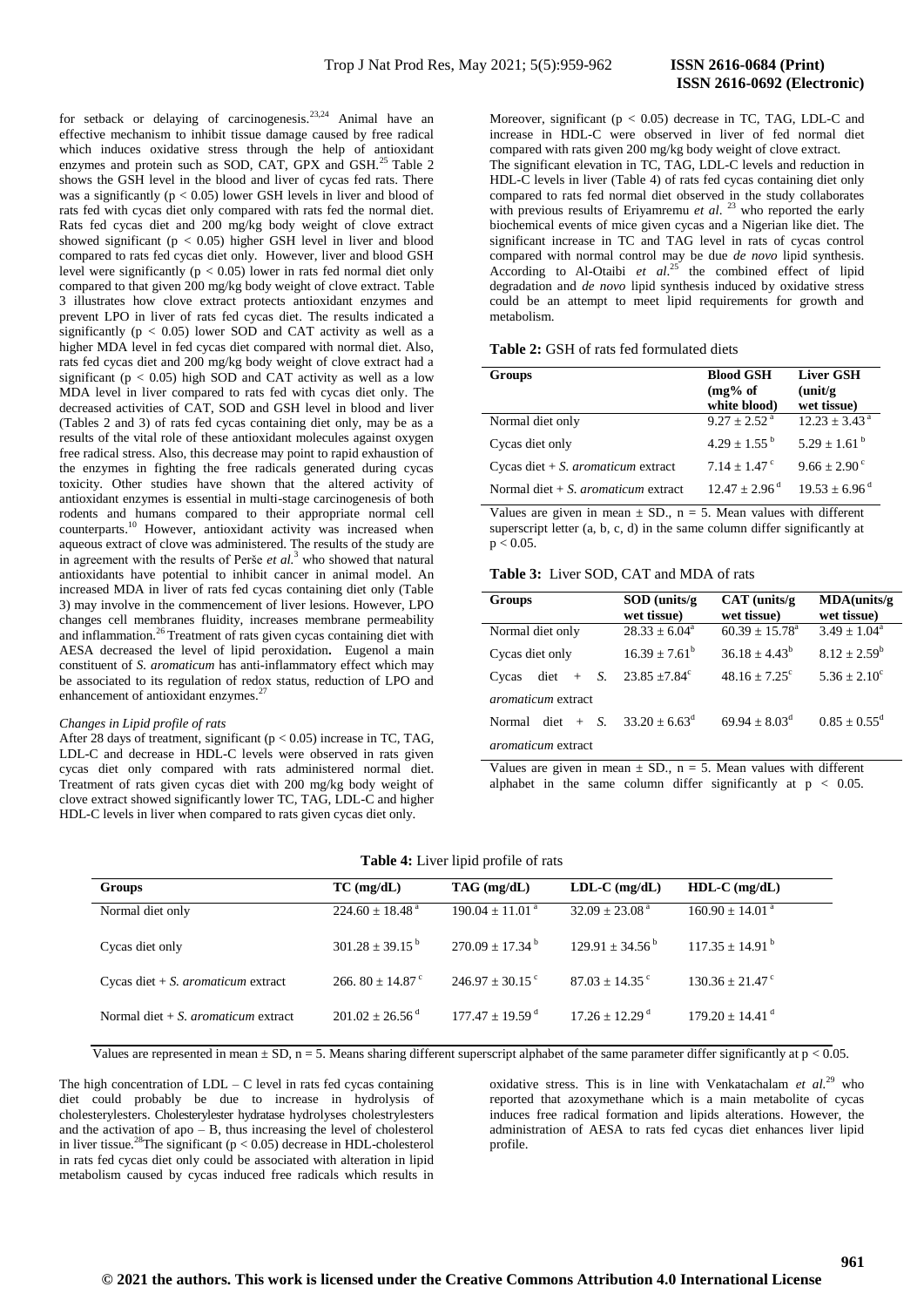for setback or delaying of carcinogenesis.[23,24] Animal have an effective mechanism to inhibit tissue damage caused by free radical which induces oxidative stress through the help of antioxidant enzymes and protein such as SOD, CAT, GPX and GSH.[25] Table 2 shows the GSH level in the blood and liver of cycas fed rats. There was a significantly ($p < 0.05$) lower GSH levels in liver and blood of rats fed with cycas diet only compared with rats fed the normal diet. Rats fed cycas diet and 200 mg/kg body weight of clove extract showed significant ($p < 0.05$) higher GSH level in liver and blood compared to rats fed cycas diet only. However, liver and blood GSH level were significantly ($p < 0.05$) lower in rats fed normal diet only compared to that given 200 mg/kg body weight of clove extract. Table 3 illustrates how clove extract protects antioxidant enzymes and prevent LPO in liver of rats fed cycas diet. The results indicated a significantly ($p < 0.05$) lower SOD and CAT activity as well as a higher MDA level in fed cycas diet compared with normal diet. Also, rats fed cycas diet and 200 mg/kg body weight of clove extract had a significant ($p < 0.05$) high SOD and CAT activity as well as a low MDA level in liver compared to rats fed with cycas diet only. The decreased activities of CAT, SOD and GSH level in blood and liver (Tables 2 and 3) of rats fed cycas containing diet only, may be as a results of the vital role of these antioxidant molecules against oxygen free radical stress. Also, this decrease may point to rapid exhaustion of the enzymes in fighting the free radicals generated during cycas toxicity. Other studies have shown that the altered activity of antioxidant enzymes is essential in multi-stage carcinogenesis of both rodents and humans compared to their appropriate normal cell counterparts.[10] However, antioxidant activity was increased when aqueous extract of clove was administered. The results of the study are in agreement with the results of Perše *et al.*[3] who showed that natural antioxidants have potential to inhibit cancer in animal model. An increased MDA in liver of rats fed cycas containing diet only (Table 3) may involve in the commencement of liver lesions. However, LPO changes cell membranes fluidity, increases membrane permeability and inflammation.[26] Treatment of rats given cycas containing diet with AESA decreased the level of lipid peroxidation**.** Eugenol a main constituent of *S. aromaticum* has anti-inflammatory effect which may be associated to its regulation of redox status, reduction of LPO and enhancement of antioxidant enzymes.[27]

*Changes in Lipid profile of rats*

After 28 days of treatment, significant ($p < 0.05$) increase in TC, TAG, LDL-C and decrease in HDL-C levels were observed in rats given cycas diet only compared with rats administered normal diet. Treatment of rats given cycas diet with 200 mg/kg body weight of clove extract showed significantly lower TC, TAG, LDL-C and higher HDL-C levels in liver when compared to rats given cycas diet only.

Moreover, significant ($p < 0.05$) decrease in TC, TAG, LDL-C and increase in HDL-C were observed in liver of fed normal diet compared with rats given 200 mg/kg body weight of clove extract.

The significant elevation in TC, TAG, LDL-C levels and reduction in HDL-C levels in liver (Table 4) of rats fed cycas containing diet only compared to rats fed normal diet observed in the study collaborates with previous results of Eriyamremu *et al.* [23] who reported the early biochemical events of mice given cycas and a Nigerian like diet. The significant increase in TC and TAG level in rats of cycas control compared with normal control may be due *de novo* lipid synthesis. According to Al-Otaibi *et al.*[25] the combined effect of lipid degradation and *de novo* lipid synthesis induced by oxidative stress could be an attempt to meet lipid requirements for growth and metabolism.

**Table 2:** GSH of rats fed formulated diets

| Groups | Blood GSH (mg% of white blood) | Liver GSH (unit/g wet tissue) |
|---|---|---|
| Normal diet only | $9.27 \pm 2.52^{a}$ | $12.23 \pm 3.43^{a}$ |
| Cycas diet only | $4.29 \pm 1.55^{b}$ | $5.29 \pm 1.61^{b}$ |
| Cycas diet + *S. aromaticum* extract | $7.14 \pm 1.47^{c}$ | $9.66 \pm 2.90^{c}$ |
| Normal diet + *S. aromaticum* extract | $12.47 \pm 2.96^{d}$ | $19.53 \pm 6.96^{d}$ |

Values are given in mean ± SD., n = 5. Mean values with different superscript letter (a, b, c, d) in the same column differ significantly at $p < 0.05$.

**Table 3:** Liver SOD, CAT and MDA of rats

| Groups | SOD (units/g wet tissue) | CAT (units/g wet tissue) | MDA(units/g wet tissue) |
|---|---|---|---|
| Normal diet only | $28.33 \pm 6.04^{a}$ | $60.39 \pm 15.78^{a}$ | $3.49 \pm 1.04^{a}$ |
| Cycas diet only | $16.39 \pm 7.61^{b}$ | $36.18 \pm 4.43^{b}$ | $8.12 \pm 2.59^{b}$ |
| Cycas diet + *S. aromaticum* extract | $23.85 \pm 7.84^{c}$ | $48.16 \pm 7.25^{c}$ | $5.36 \pm 2.10^{c}$ |
| Normal diet + *S. aromaticum* extract | $33.20 \pm 6.63^{d}$ | $69.94 \pm 8.03^{d}$ | $0.85 \pm 0.55^{d}$ |

Values are given in mean ± SD., n = 5. Mean values with different alphabet in the same column differ significantly at $p < 0.05$.

**Table 4:** Liver lipid profile of rats

| Groups | TC (mg/dL) | TAG (mg/dL) | LDL-C (mg/dL) | HDL-C (mg/dL) |
|---|---|---|---|---|
| Normal diet only | $224.60 \pm 18.48^{a}$ | $190.04 \pm 11.01^{a}$ | $32.09 \pm 23.08^{a}$ | $160.90 \pm 14.01^{a}$ |
| Cycas diet only | $301.28 \pm 39.15^{b}$ | $270.09 \pm 17.34^{b}$ | $129.91 \pm 34.56^{b}$ | $117.35 \pm 14.91^{b}$ |
| Cycas diet + *S. aromaticum* extract | $266.80 \pm 14.87^{c}$ | $246.97 \pm 30.15^{c}$ | $87.03 \pm 14.35^{c}$ | $130.36 \pm 21.47^{c}$ |
| Normal diet + *S. aromaticum* extract | $201.02 \pm 26.56^{d}$ | $177.47 \pm 19.59^{d}$ | $17.26 \pm 12.29^{d}$ | $179.20 \pm 14.41^{d}$ |

Values are represented in mean ± SD, n = 5. Means sharing different superscript alphabet of the same parameter differ significantly at $p < 0.05$.

The high concentration of LDL – C level in rats fed cycas containing diet could probably be due to increase in hydrolysis of cholesterylesters. Cholesterylester hydratase hydrolyses cholestrylesters and the activation of apo – B, thus increasing the level of cholesterol in liver tissue.[28] The significant ($p < 0.05$) decrease in HDL-cholesterol in rats fed cycas diet only could be associated with alteration in lipid metabolism caused by cycas induced free radicals which results in oxidative stress. This is in line with Venkatachalam *et al.*[29] who reported that azoxymethane which is a main metabolite of cycas induces free radical formation and lipids alterations. However, the administration of AESA to rats fed cycas diet enhances liver lipid profile.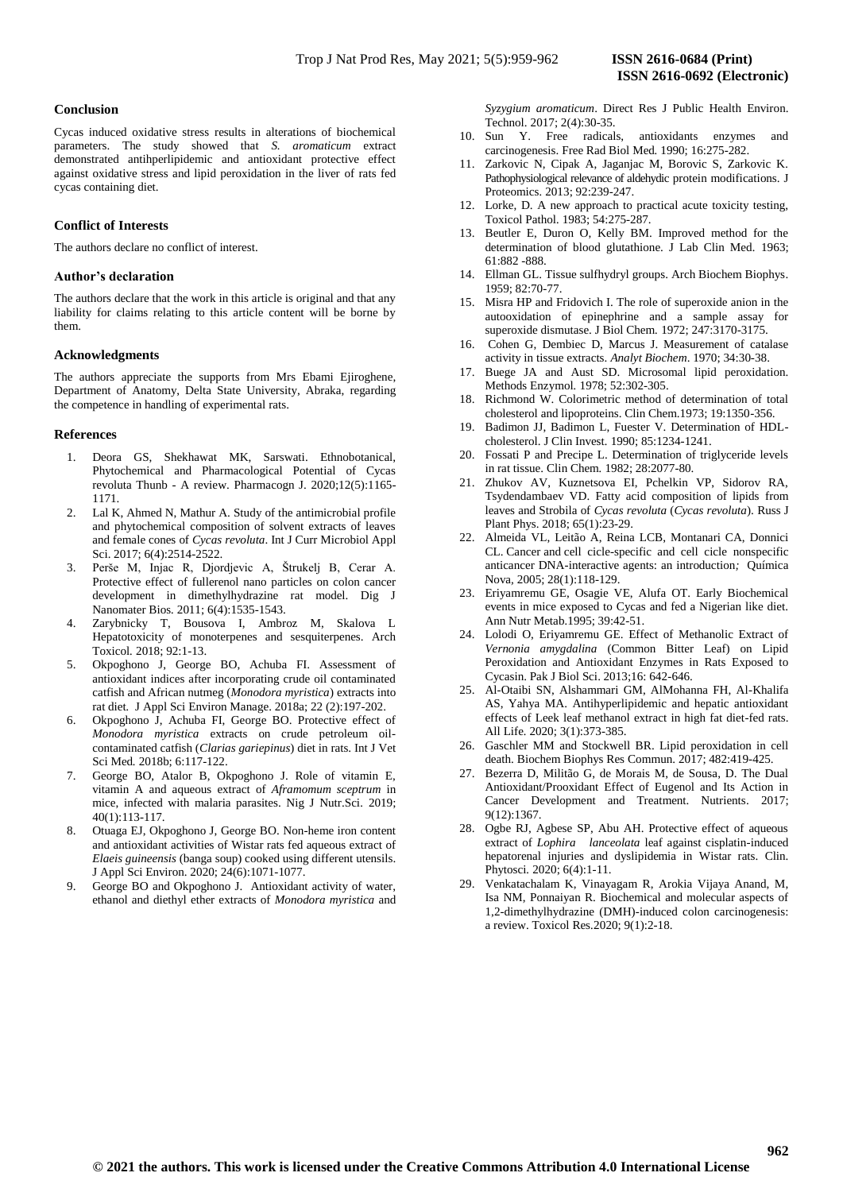## Conclusion

Cycas induced oxidative stress results in alterations of biochemical parameters. The study showed that *S. aromaticum* extract demonstrated antihperlipidemic and antioxidant protective effect against oxidative stress and lipid peroxidation in the liver of rats fed cycas containing diet.

## Conflict of Interests

The authors declare no conflict of interest.

## Author's declaration

The authors declare that the work in this article is original and that any liability for claims relating to this article content will be borne by them.

## Acknowledgments

The authors appreciate the supports from Mrs Ebami Ejiroghene, Department of Anatomy, Delta State University, Abraka, regarding the competence in handling of experimental rats.

## References

1. Deora GS, Shekhawat MK, Sarswati. Ethnobotanical, Phytochemical and Pharmacological Potential of Cycas revoluta Thunb - A review. Pharmacogn J. 2020;12(5):1165-1171.
2. Lal K, Ahmed N, Mathur A. Study of the antimicrobial profile and phytochemical composition of solvent extracts of leaves and female cones of *Cycas revoluta*. Int J Curr Microbiol Appl Sci. 2017; 6(4):2514-2522.
3. Perše M, Injac R, Djordjevic A, Štrukelj B, Cerar A. Protective effect of fullerenol nano particles on colon cancer development in dimethylhydrazine rat model. Dig J Nanomater Bios. 2011; 6(4):1535-1543.
4. Zarybnicky T, Bousova I, Ambroz M, Skalova L Hepatotoxicity of monoterpenes and sesquiterpenes. Arch Toxicol. 2018; 92:1-13.
5. Okpoghono J, George BO, Achuba FI. Assessment of antioxidant indices after incorporating crude oil contaminated catfish and African nutmeg (*Monodora myristica*) extracts into rat diet. J Appl Sci Environ Manage. 2018a; 22 (2):197-202.
6. Okpoghono J, Achuba FI, George BO. Protective effect of *Monodora myristica* extracts on crude petroleum oil-contaminated catfish (*Clarias gariepinus*) diet in rats. Int J Vet Sci Med. 2018b; 6:117-122.
7. George BO, Atalor B, Okpoghono J. Role of vitamin E, vitamin A and aqueous extract of *Aframomum sceptrum* in mice, infected with malaria parasites. Nig J Nutr.Sci. 2019; 40(1):113-117.
8. Otuaga EJ, Okpoghono J, George BO. Non-heme iron content and antioxidant activities of Wistar rats fed aqueous extract of *Elaeis guineensis* (banga soup) cooked using different utensils. J Appl Sci Environ. 2020; 24(6):1071-1077.
9. George BO and Okpoghono J. Antioxidant activity of water, ethanol and diethyl ether extracts of *Monodora myristica* and *Syzygium aromaticum*. Direct Res J Public Health Environ. Technol. 2017; 2(4):30-35.
10. Sun Y. Free radicals, antioxidants enzymes and carcinogenesis. Free Rad Biol Med. 1990; 16:275-282.
11. Zarkovic N, Cipak A, Jaganjac M, Borovic S, Zarkovic K. Pathophysiological relevance of aldehydic protein modifications. J Proteomics. 2013; 92:239-247.
12. Lorke, D. A new approach to practical acute toxicity testing, Toxicol Pathol. 1983; 54:275-287.
13. Beutler E, Duron O, Kelly BM. Improved method for the determination of blood glutathione. J Lab Clin Med. 1963; 61:882 -888.
14. Ellman GL. Tissue sulfhydryl groups. Arch Biochem Biophys. 1959; 82:70-77.
15. Misra HP and Fridovich I. The role of superoxide anion in the autooxidation of epinephrine and a sample assay for superoxide dismutase. J Biol Chem. 1972; 247:3170-3175.
16. Cohen G, Dembiec D, Marcus J. Measurement of catalase activity in tissue extracts. *Analyt Biochem*. 1970; 34:30-38.
17. Buege JA and Aust SD. Microsomal lipid peroxidation. Methods Enzymol. 1978; 52:302-305.
18. Richmond W. Colorimetric method of determination of total cholesterol and lipoproteins. Clin Chem.1973; 19:1350-356.
19. Badimon JJ, Badimon L, Fuester V. Determination of HDL-cholesterol. J Clin Invest. 1990; 85:1234-1241.
20. Fossati P and Precipe L. Determination of triglyceride levels in rat tissue. Clin Chem. 1982; 28:2077-80.
21. Zhukov AV, Kuznetsova EI, Pchelkin VP, Sidorov RA, Tsydendambaev VD. Fatty acid composition of lipids from leaves and Strobila of *Cycas revoluta* (*Cycas revoluta*). Russ J Plant Phys. 2018; 65(1):23-29.
22. Almeida VL, Leitão A, Reina LCB, Montanari CA, Donnici CL. Cancer and cell cicle-specific and cell cicle nonspecific anticancer DNA-interactive agents: an introduction*;* Química Nova, 2005; 28(1):118-129.
23. Eriyamremu GE, Osagie VE, Alufa OT. Early Biochemical events in mice exposed to Cycas and fed a Nigerian like diet. Ann Nutr Metab.1995; 39:42-51.
24. Lolodi O, Eriyamremu GE. Effect of Methanolic Extract of *Vernonia amygdalina* (Common Bitter Leaf) on Lipid Peroxidation and Antioxidant Enzymes in Rats Exposed to Cycasin. Pak J Biol Sci. 2013;16: 642-646.
25. Al-Otaibi SN, Alshammari GM, AlMohanna FH, Al-Khalifa AS, Yahya MA. Antihyperlipidemic and hepatic antioxidant effects of Leek leaf methanol extract in high fat diet-fed rats. All Life. 2020; 3(1):373-385.
26. Gaschler MM and Stockwell BR. Lipid peroxidation in cell death. Biochem Biophys Res Commun. 2017; 482:419-425.
27. Bezerra D, Militão G, de Morais M, de Sousa, D. The Dual Antioxidant/Prooxidant Effect of Eugenol and Its Action in Cancer Development and Treatment. Nutrients. 2017; 9(12):1367.
28. Ogbe RJ, Agbese SP, Abu AH. Protective effect of aqueous extract of *Lophira lanceolata* leaf against cisplatin-induced hepatorenal injuries and dyslipidemia in Wistar rats. Clin. Phytosci. 2020; 6(4):1-11.
29. Venkatachalam K, Vinayagam R, Arokia Vijaya Anand, M, Isa NM, Ponnaiyan R. Biochemical and molecular aspects of 1,2-dimethylhydrazine (DMH)-induced colon carcinogenesis: a review. Toxicol Res.2020; 9(1):2-18.

**© 2021 the authors. This work is licensed under the Creative Commons Attribution 4.0 International License**